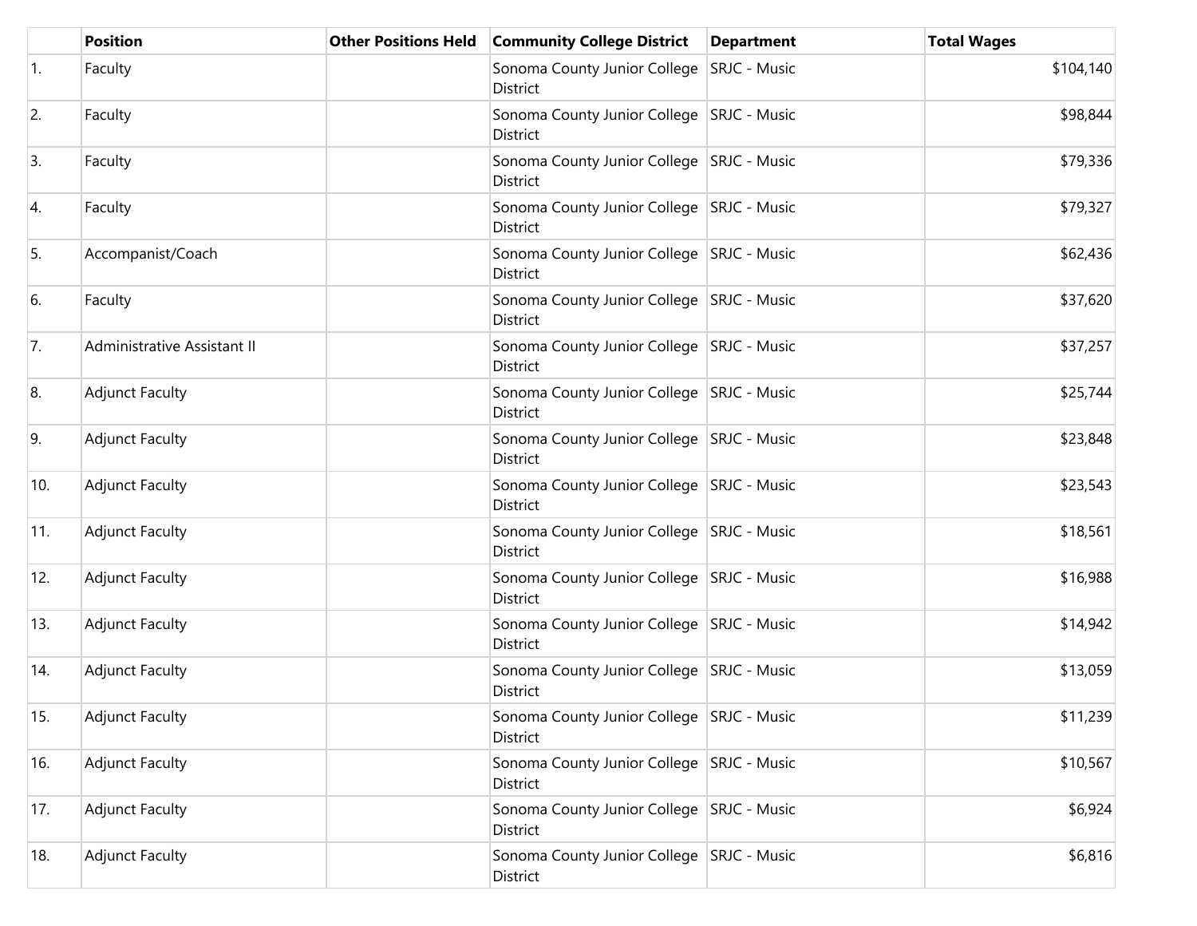| | Position | Other Positions Held | Community College District | Department | Total Wages |
|---|---|---|---|---|---|
| 1. | Faculty | | Sonoma County Junior College District | SRJC - Music | $104,140 |
| 2. | Faculty | | Sonoma County Junior College District | SRJC - Music | $98,844 |
| 3. | Faculty | | Sonoma County Junior College District | SRJC - Music | $79,336 |
| 4. | Faculty | | Sonoma County Junior College District | SRJC - Music | $79,327 |
| 5. | Accompanist/Coach | | Sonoma County Junior College District | SRJC - Music | $62,436 |
| 6. | Faculty | | Sonoma County Junior College District | SRJC - Music | $37,620 |
| 7. | Administrative Assistant II | | Sonoma County Junior College District | SRJC - Music | $37,257 |
| 8. | Adjunct Faculty | | Sonoma County Junior College District | SRJC - Music | $25,744 |
| 9. | Adjunct Faculty | | Sonoma County Junior College District | SRJC - Music | $23,848 |
| 10. | Adjunct Faculty | | Sonoma County Junior College District | SRJC - Music | $23,543 |
| 11. | Adjunct Faculty | | Sonoma County Junior College District | SRJC - Music | $18,561 |
| 12. | Adjunct Faculty | | Sonoma County Junior College District | SRJC - Music | $16,988 |
| 13. | Adjunct Faculty | | Sonoma County Junior College District | SRJC - Music | $14,942 |
| 14. | Adjunct Faculty | | Sonoma County Junior College District | SRJC - Music | $13,059 |
| 15. | Adjunct Faculty | | Sonoma County Junior College District | SRJC - Music | $11,239 |
| 16. | Adjunct Faculty | | Sonoma County Junior College District | SRJC - Music | $10,567 |
| 17. | Adjunct Faculty | | Sonoma County Junior College District | SRJC - Music | $6,924 |
| 18. | Adjunct Faculty | | Sonoma County Junior College District | SRJC - Music | $6,816 |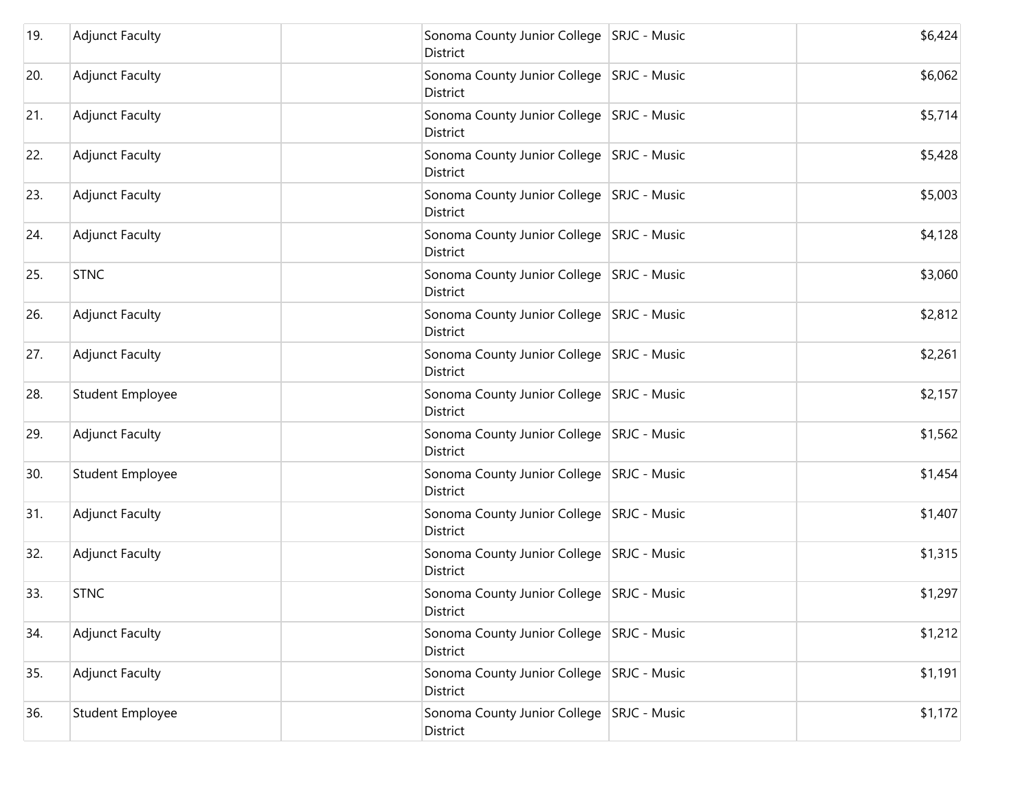| 19. | Adjunct Faculty | | Sonoma County Junior College District | SRJC - Music | $6,424 |
|---|---|---|---|---|---|
| 20. | Adjunct Faculty | | Sonoma County Junior College District | SRJC - Music | $6,062 |
| 21. | Adjunct Faculty | | Sonoma County Junior College District | SRJC - Music | $5,714 |
| 22. | Adjunct Faculty | | Sonoma County Junior College District | SRJC - Music | $5,428 |
| 23. | Adjunct Faculty | | Sonoma County Junior College District | SRJC - Music | $5,003 |
| 24. | Adjunct Faculty | | Sonoma County Junior College District | SRJC - Music | $4,128 |
| 25. | STNC | | Sonoma County Junior College District | SRJC - Music | $3,060 |
| 26. | Adjunct Faculty | | Sonoma County Junior College District | SRJC - Music | $2,812 |
| 27. | Adjunct Faculty | | Sonoma County Junior College District | SRJC - Music | $2,261 |
| 28. | Student Employee | | Sonoma County Junior College District | SRJC - Music | $2,157 |
| 29. | Adjunct Faculty | | Sonoma County Junior College District | SRJC - Music | $1,562 |
| 30. | Student Employee | | Sonoma County Junior College District | SRJC - Music | $1,454 |
| 31. | Adjunct Faculty | | Sonoma County Junior College District | SRJC - Music | $1,407 |
| 32. | Adjunct Faculty | | Sonoma County Junior College District | SRJC - Music | $1,315 |
| 33. | STNC | | Sonoma County Junior College District | SRJC - Music | $1,297 |
| 34. | Adjunct Faculty | | Sonoma County Junior College District | SRJC - Music | $1,212 |
| 35. | Adjunct Faculty | | Sonoma County Junior College District | SRJC - Music | $1,191 |
| 36. | Student Employee | | Sonoma County Junior College District | SRJC - Music | $1,172 |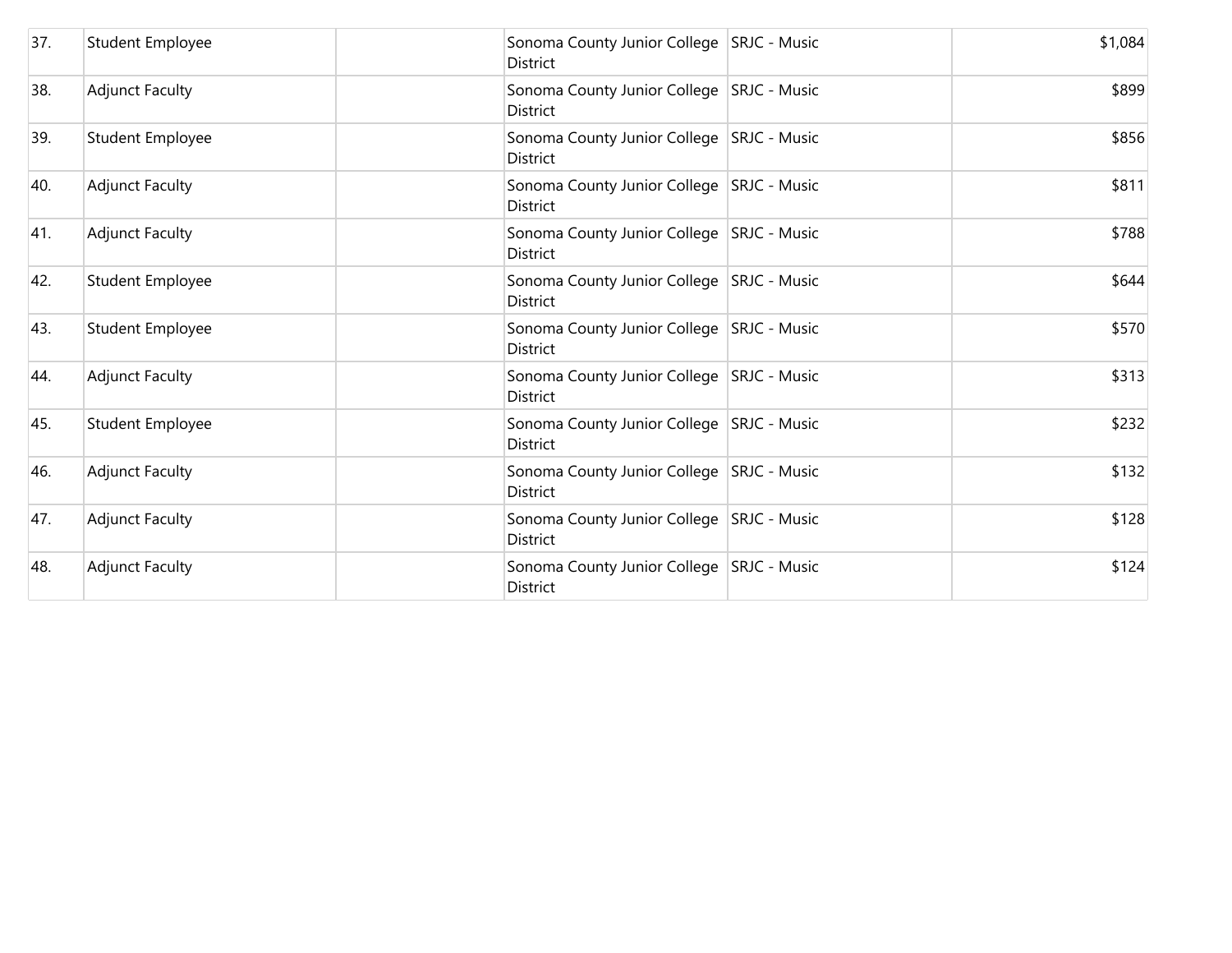| | | | | | |
|---|---|---|---|---|---|
| 37. | Student Employee | | Sonoma County Junior College District | SRJC - Music | $1,084 |
| 38. | Adjunct Faculty | | Sonoma County Junior College District | SRJC - Music | $899 |
| 39. | Student Employee | | Sonoma County Junior College District | SRJC - Music | $856 |
| 40. | Adjunct Faculty | | Sonoma County Junior College District | SRJC - Music | $811 |
| 41. | Adjunct Faculty | | Sonoma County Junior College District | SRJC - Music | $788 |
| 42. | Student Employee | | Sonoma County Junior College District | SRJC - Music | $644 |
| 43. | Student Employee | | Sonoma County Junior College District | SRJC - Music | $570 |
| 44. | Adjunct Faculty | | Sonoma County Junior College District | SRJC - Music | $313 |
| 45. | Student Employee | | Sonoma County Junior College District | SRJC - Music | $232 |
| 46. | Adjunct Faculty | | Sonoma County Junior College District | SRJC - Music | $132 |
| 47. | Adjunct Faculty | | Sonoma County Junior College District | SRJC - Music | $128 |
| 48. | Adjunct Faculty | | Sonoma County Junior College District | SRJC - Music | $124 |